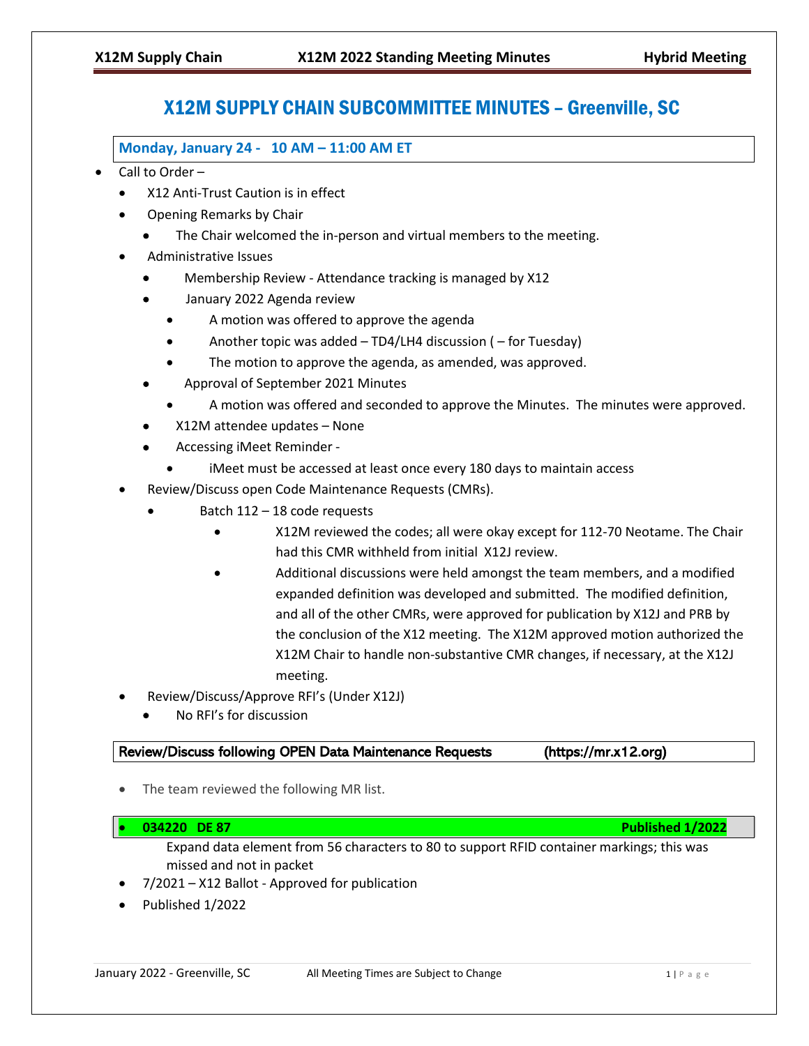# X12M SUPPLY CHAIN SUBCOMMITTEE MINUTES – Greenville, SC

**Monday, January 24 - 10 AM – 11:00 AM ET**

- Call to Order –
  - X12 Anti-Trust Caution is in effect
  - Opening Remarks by Chair
    - The Chair welcomed the in-person and virtual members to the meeting.
  - Administrative Issues
    - Membership Review - Attendance tracking is managed by X12
    - January 2022 Agenda review
      - A motion was offered to approve the agenda
      - Another topic was added – TD4/LH4 discussion ( – for Tuesday)
      - The motion to approve the agenda, as amended, was approved.
    - Approval of September 2021 Minutes
      - A motion was offered and seconded to approve the Minutes. The minutes were approved.
    - X12M attendee updates – None
    - Accessing iMeet Reminder -
      - iMeet must be accessed at least once every 180 days to maintain access
  - Review/Discuss open Code Maintenance Requests (CMRs).
    - Batch 112 – 18 code requests
      - X12M reviewed the codes; all were okay except for 112-70 Neotame. The Chair had this CMR withheld from initial X12J review.
      - Additional discussions were held amongst the team members, and a modified expanded definition was developed and submitted. The modified definition, and all of the other CMRs, were approved for publication by X12J and PRB by the conclusion of the X12 meeting. The X12M approved motion authorized the X12M Chair to handle non-substantive CMR changes, if necessary, at the X12J meeting.
  - Review/Discuss/Approve RFI's (Under X12J)
    - No RFI's for discussion

**Review/Discuss following OPEN Data Maintenance Requests (https://mr.x12.org)**

- The team reviewed the following MR list.

**034220 DE 87 — Published 1/2022**

Expand data element from 56 characters to 80 to support RFID container markings; this was missed and not in packet

- 7/2021 – X12 Ballot - Approved for publication
- Published 1/2022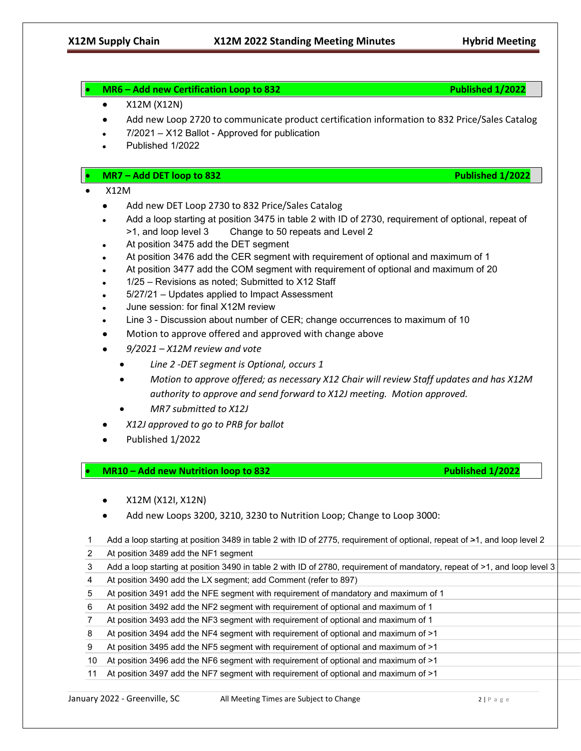- **MR6 – Add new Certification Loop to 832 — Published 1/2022**
    - X12M (X12N)
    - Add new Loop 2720 to communicate product certification information to 832 Price/Sales Catalog
    - 7/2021 – X12 Ballot - Approved for publication
    - Published 1/2022

- **MR7 – Add DET loop to 832 — Published 1/2022**
- X12M
    - Add new DET Loop 2730 to 832 Price/Sales Catalog
    - Add a loop starting at position 3475 in table 2 with ID of 2730, requirement of optional, repeat of >1, and loop level 3 Change to 50 repeats and Level 2
    - At position 3475 add the DET segment
    - At position 3476 add the CER segment with requirement of optional and maximum of 1
    - At position 3477 add the COM segment with requirement of optional and maximum of 20
    - 1/25 – Revisions as noted; Submitted to X12 Staff
    - 5/27/21 – Updates applied to Impact Assessment
    - June session: for final X12M review
    - Line 3 - Discussion about number of CER; change occurrences to maximum of 10
    - Motion to approve offered and approved with change above
    - *9/2021 – X12M review and vote*
        - *Line 2 -DET segment is Optional, occurs 1*
        - *Motion to approve offered; as necessary X12 Chair will review Staff updates and has X12M authority to approve and send forward to X12J meeting. Motion approved.*
        - *MR7 submitted to X12J*
    - *X12J approved to go to PRB for ballot*
    - Published 1/2022

- **MR10 – Add new Nutrition loop to 832 — Published 1/2022**
    - X12M (X12I, X12N)
    - Add new Loops 3200, 3210, 3230 to Nutrition Loop; Change to Loop 3000:

| | |
|---|---|
| 1 | Add a loop starting at position 3489 in table 2 with ID of 2775, requirement of optional, repeat of ≥1, and loop level 2 |
| 2 | At position 3489 add the NF1 segment |
| 3 | Add a loop starting at position 3490 in table 2 with ID of 2780, requirement of mandatory, repeat of >1, and loop level 3 |
| 4 | At position 3490 add the LX segment; add Comment (refer to 897) |
| 5 | At position 3491 add the NFE segment with requirement of mandatory and maximum of 1 |
| 6 | At position 3492 add the NF2 segment with requirement of optional and maximum of 1 |
| 7 | At position 3493 add the NF3 segment with requirement of optional and maximum of 1 |
| 8 | At position 3494 add the NF4 segment with requirement of optional and maximum of >1 |
| 9 | At position 3495 add the NF5 segment with requirement of optional and maximum of >1 |
| 10 | At position 3496 add the NF6 segment with requirement of optional and maximum of >1 |
| 11 | At position 3497 add the NF7 segment with requirement of optional and maximum of >1 |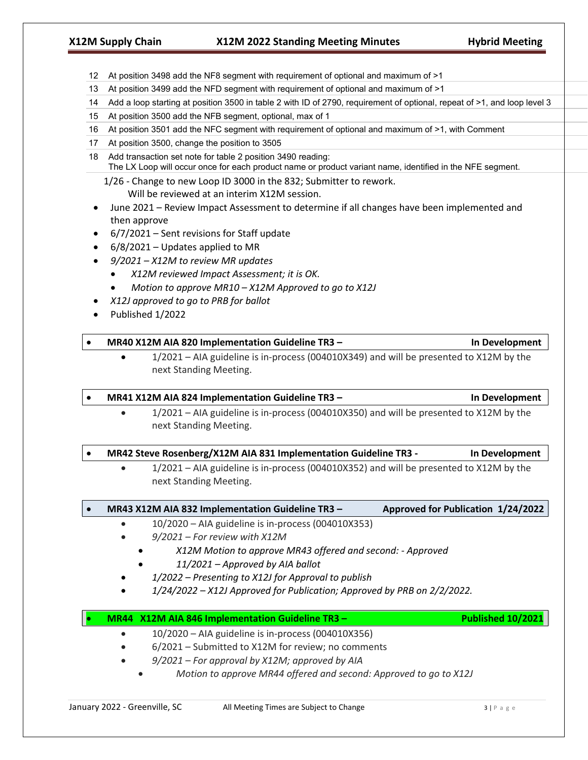| | |
|---|---|
| 12 | At position 3498 add the NF8 segment with requirement of optional and maximum of >1 |
| 13 | At position 3499 add the NFD segment with requirement of optional and maximum of >1 |
| 14 | Add a loop starting at position 3500 in table 2 with ID of 2790, requirement of optional, repeat of >1, and loop level 3 |
| 15 | At position 3500 add the NFB segment, optional, max of 1 |
| 16 | At position 3501 add the NFC segment with requirement of optional and maximum of >1, with Comment |
| 17 | At position 3500, change the position to 3505 |
| 18 | Add transaction set note for table 2 position 3490 reading: The LX Loop will occur once for each product name or product variant name, identified in the NFE segment. |

1/26 - Change to new Loop ID 3000 in the 832; Submitter to rework.
Will be reviewed at an interim X12M session.

- June 2021 – Review Impact Assessment to determine if all changes have been implemented and then approve
- 6/7/2021 – Sent revisions for Staff update
- 6/8/2021 – Updates applied to MR
- *9/2021 – X12M to review MR updates*
  - *X12M reviewed Impact Assessment; it is OK.*
  - *Motion to approve MR10 – X12M Approved to go to X12J*
- *X12J approved to go to PRB for ballot*
- Published 1/2022

- **MR40 X12M AIA 820 Implementation Guideline TR3 – In Development**
  - 1/2021 – AIA guideline is in-process (004010X349) and will be presented to X12M by the next Standing Meeting.

- **MR41 X12M AIA 824 Implementation Guideline TR3 – In Development**
  - 1/2021 – AIA guideline is in-process (004010X350) and will be presented to X12M by the next Standing Meeting.

- **MR42 Steve Rosenberg/X12M AIA 831 Implementation Guideline TR3 - In Development**
  - 1/2021 – AIA guideline is in-process (004010X352) and will be presented to X12M by the next Standing Meeting.

- **MR43 X12M AIA 832 Implementation Guideline TR3 – Approved for Publication 1/24/2022**
  - 10/2020 – AIA guideline is in-process (004010X353)
  - *9/2021 – For review with X12M*
    - *X12M Motion to approve MR43 offered and second: - Approved*
    - *11/2021 – Approved by AIA ballot*
  - *1/2022 – Presenting to X12J for Approval to publish*
  - *1/24/2022 – X12J Approved for Publication; Approved by PRB on 2/2/2022.*

- **MR44 X12M AIA 846 Implementation Guideline TR3 – Published 10/2021**
  - 10/2020 – AIA guideline is in-process (004010X356)
  - 6/2021 – Submitted to X12M for review; no comments
  - *9/2021 – For approval by X12M; approved by AIA*
    - *Motion to approve MR44 offered and second: Approved to go to X12J*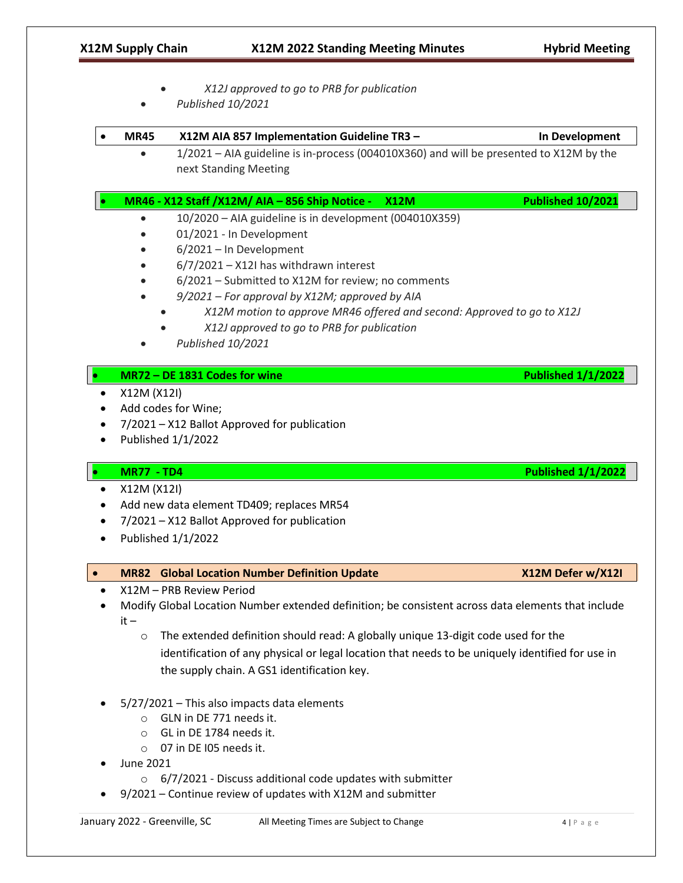- *X12J approved to go to PRB for publication*
- *Published 10/2021*

- **MR45 X12M AIA 857 Implementation Guideline TR3 – In Development**
  - 1/2021 – AIA guideline is in-process (004010X360) and will be presented to X12M by the next Standing Meeting

- **MR46 - X12 Staff /X12M/ AIA – 856 Ship Notice - X12M Published 10/2021**
  - 10/2020 – AIA guideline is in development (004010X359)
  - 01/2021 - In Development
  - 6/2021 – In Development
  - 6/7/2021 – X12I has withdrawn interest
  - 6/2021 – Submitted to X12M for review; no comments
  - *9/2021 – For approval by X12M; approved by AIA*
    - *X12M motion to approve MR46 offered and second: Approved to go to X12J*
    - *X12J approved to go to PRB for publication*
  - *Published 10/2021*

- **MR72 – DE 1831 Codes for wine Published 1/1/2022**
- X12M (X12I)
- Add codes for Wine;
- 7/2021 – X12 Ballot Approved for publication
- Published 1/1/2022

- **MR77 - TD4 Published 1/1/2022**
- X12M (X12I)
- Add new data element TD409; replaces MR54
- 7/2021 – X12 Ballot Approved for publication
- Published 1/1/2022

- **MR82 Global Location Number Definition Update X12M Defer w/X12I**
- X12M – PRB Review Period
- Modify Global Location Number extended definition; be consistent across data elements that include it –
  - The extended definition should read: A globally unique 13-digit code used for the identification of any physical or legal location that needs to be uniquely identified for use in the supply chain. A GS1 identification key.
- 5/27/2021 – This also impacts data elements
  - GLN in DE 771 needs it.
  - GL in DE 1784 needs it.
  - 07 in DE I05 needs it.
- June 2021
  - 6/7/2021 - Discuss additional code updates with submitter
- 9/2021 – Continue review of updates with X12M and submitter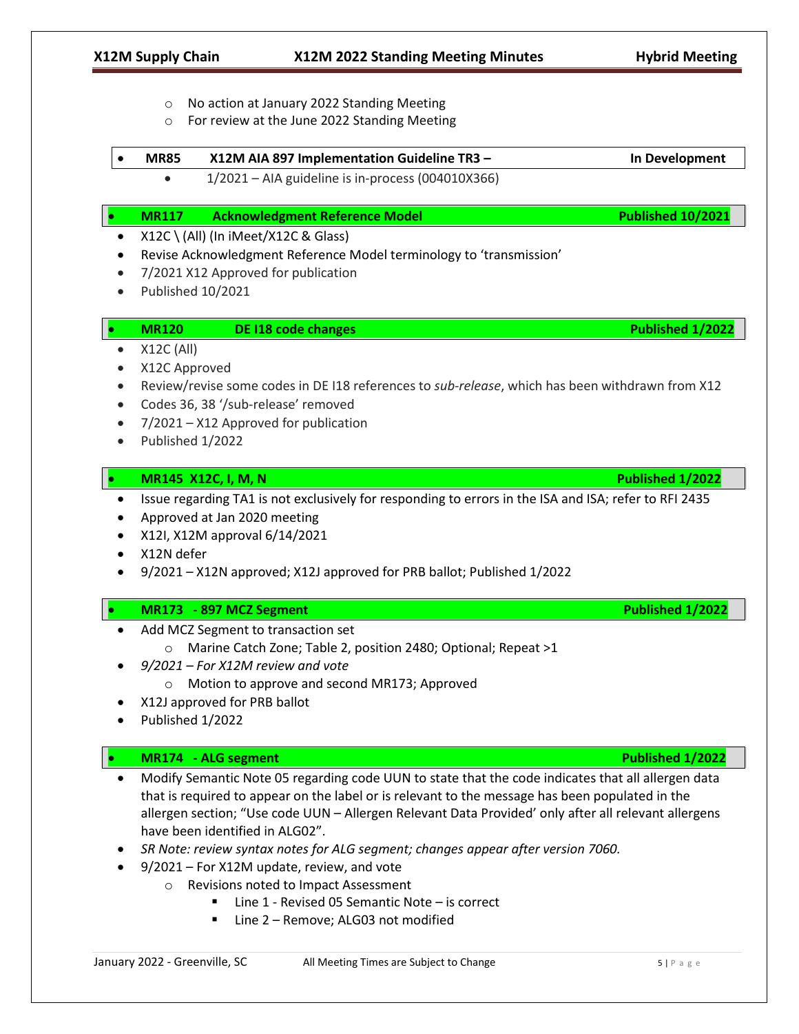- No action at January 2022 Standing Meeting
- For review at the June 2022 Standing Meeting

- **MR85 X12M AIA 897 Implementation Guideline TR3 – In Development**
  - 1/2021 – AIA guideline is in-process (004010X366)

- **MR117 Acknowledgment Reference Model — Published 10/2021**
- X12C \ (All) (In iMeet/X12C & Glass)
- Revise Acknowledgment Reference Model terminology to 'transmission'
- 7/2021 X12 Approved for publication
- Published 10/2021

- **MR120 DE I18 code changes — Published 1/2022**
- X12C (All)
- X12C Approved
- Review/revise some codes in DE I18 references to *sub-release*, which has been withdrawn from X12
- Codes 36, 38 '/sub-release' removed
- 7/2021 – X12 Approved for publication
- Published 1/2022

- **MR145 X12C, I, M, N — Published 1/2022**
- Issue regarding TA1 is not exclusively for responding to errors in the ISA and ISA; refer to RFI 2435
- Approved at Jan 2020 meeting
- X12I, X12M approval 6/14/2021
- X12N defer
- 9/2021 – X12N approved; X12J approved for PRB ballot; Published 1/2022

- **MR173 - 897 MCZ Segment — Published 1/2022**
- Add MCZ Segment to transaction set
  - Marine Catch Zone; Table 2, position 2480; Optional; Repeat >1
- *9/2021 – For X12M review and vote*
  - Motion to approve and second MR173; Approved
- X12J approved for PRB ballot
- Published 1/2022

- **MR174 - ALG segment — Published 1/2022**
- Modify Semantic Note 05 regarding code UUN to state that the code indicates that all allergen data that is required to appear on the label or is relevant to the message has been populated in the allergen section; "Use code UUN – Allergen Relevant Data Provided' only after all relevant allergens have been identified in ALG02".
- *SR Note: review syntax notes for ALG segment; changes appear after version 7060.*
- 9/2021 – For X12M update, review, and vote
  - Revisions noted to Impact Assessment
    - Line 1 - Revised 05 Semantic Note – is correct
    - Line 2 – Remove; ALG03 not modified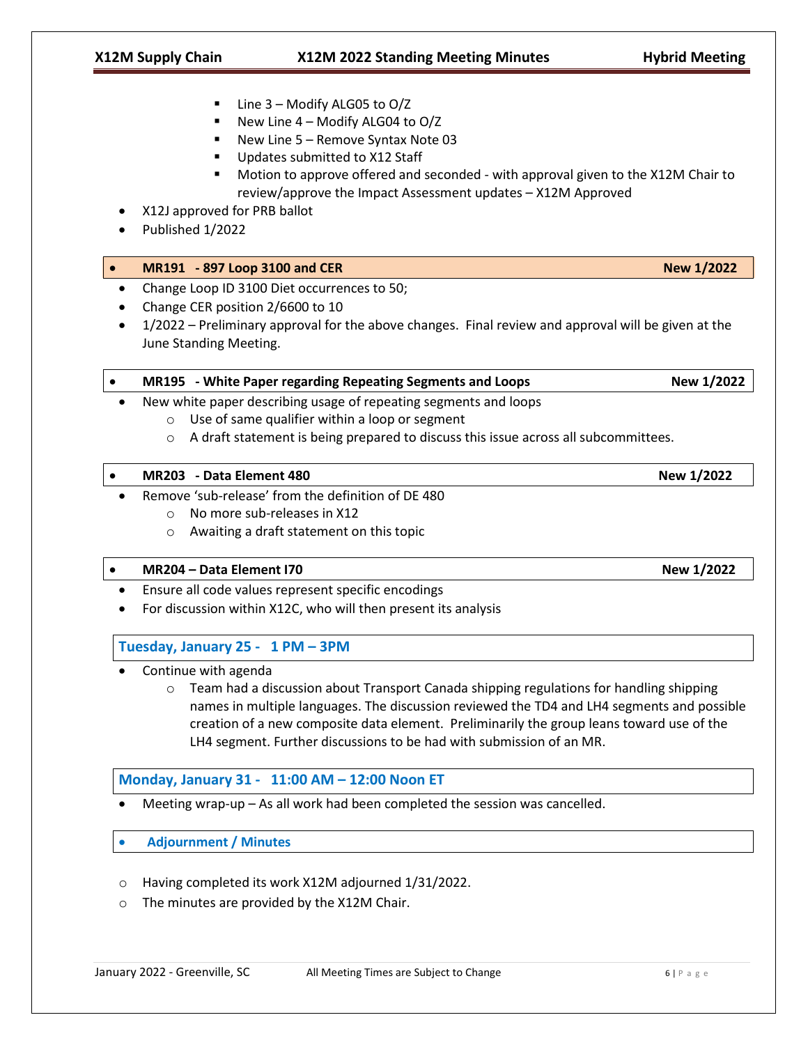- Line 3 – Modify ALG05 to O/Z
        - New Line 4 – Modify ALG04 to O/Z
        - New Line 5 – Remove Syntax Note 03
        - Updates submitted to X12 Staff
        - Motion to approve offered and seconded - with approval given to the X12M Chair to review/approve the Impact Assessment updates – X12M Approved
- X12J approved for PRB ballot
- Published 1/2022

**• MR191 - 897 Loop 3100 and CER** **New 1/2022**

- Change Loop ID 3100 Diet occurrences to 50;
- Change CER position 2/6600 to 10
- 1/2022 – Preliminary approval for the above changes. Final review and approval will be given at the June Standing Meeting.

**• MR195 - White Paper regarding Repeating Segments and Loops** **New 1/2022**

- New white paper describing usage of repeating segments and loops
    - Use of same qualifier within a loop or segment
    - A draft statement is being prepared to discuss this issue across all subcommittees.

**• MR203 - Data Element 480** **New 1/2022**

- Remove 'sub-release' from the definition of DE 480
    - No more sub-releases in X12
    - Awaiting a draft statement on this topic

**• MR204 – Data Element I70** **New 1/2022**

- Ensure all code values represent specific encodings
- For discussion within X12C, who will then present its analysis

## Tuesday, January 25 - 1 PM – 3PM

- Continue with agenda
    - Team had a discussion about Transport Canada shipping regulations for handling shipping names in multiple languages. The discussion reviewed the TD4 and LH4 segments and possible creation of a new composite data element. Preliminarily the group leans toward use of the LH4 segment. Further discussions to be had with submission of an MR.

## Monday, January 31 - 11:00 AM – 12:00 Noon ET

- Meeting wrap-up – As all work had been completed the session was cancelled.

## • Adjournment / Minutes

- Having completed its work X12M adjourned 1/31/2022.
- The minutes are provided by the X12M Chair.